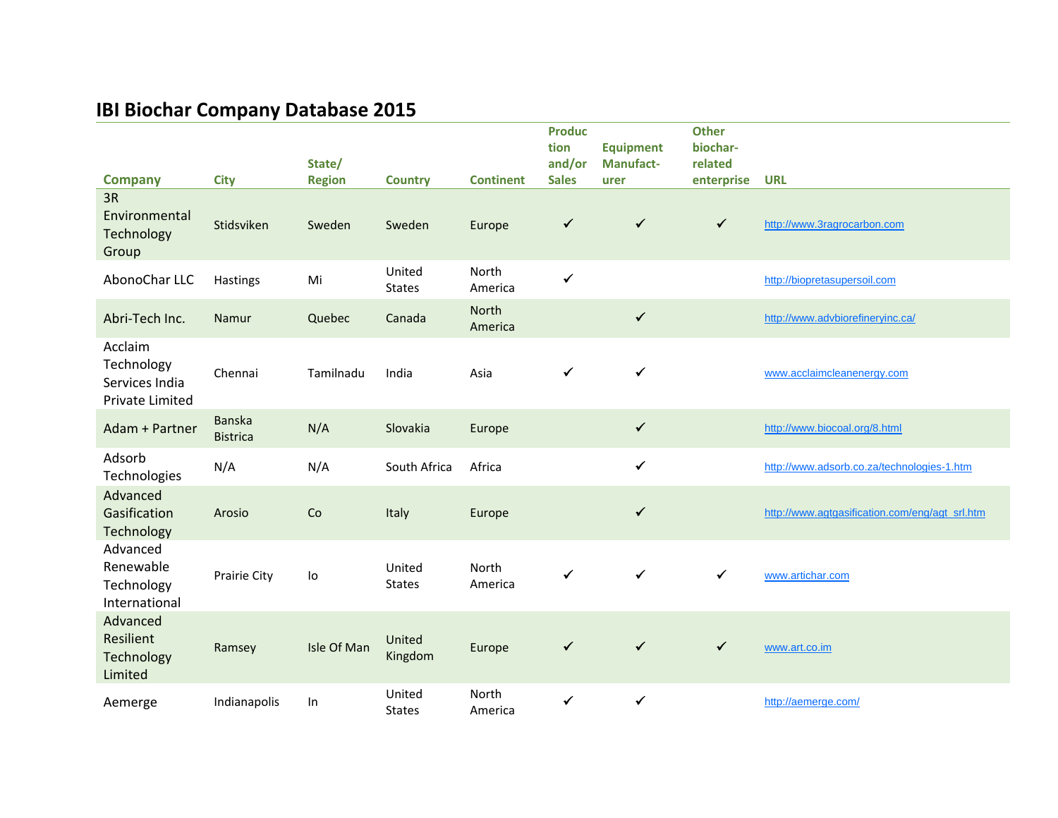# IBI Biochar Company Database 2015

| Company | City | State/ Region | Country | Continent | Production and/or Sales | Equipment Manufact-urer | Other biochar-related enterprise | URL |
|---|---|---|---|---|---|---|---|---|
| 3R Environmental Technology Group | Stidsviken | Sweden | Sweden | Europe | ✓ | ✓ | ✓ | http://www.3ragrocarbon.com |
| AbonoChar LLC | Hastings | Mi | United States | North America | ✓ | | | http://biopretasupersoil.com |
| Abri-Tech Inc. | Namur | Quebec | Canada | North America | | ✓ | | http://www.advbiorefineryinc.ca/ |
| Acclaim Technology Services India Private Limited | Chennai | Tamilnadu | India | Asia | ✓ | ✓ | | www.acclaimcleanenergy.com |
| Adam + Partner | Banska Bistrica | N/A | Slovakia | Europe | | ✓ | | http://www.biocoal.org/8.html |
| Adsorb Technologies | N/A | N/A | South Africa | Africa | | ✓ | | http://www.adsorb.co.za/technologies-1.htm |
| Advanced Gasification Technology | Arosio | Co | Italy | Europe | | ✓ | | http://www.agtgasification.com/eng/agt_srl.htm |
| Advanced Renewable Technology International | Prairie City | Io | United States | North America | ✓ | ✓ | ✓ | www.artichar.com |
| Advanced Resilient Technology Limited | Ramsey | Isle Of Man | United Kingdom | Europe | ✓ | ✓ | ✓ | www.art.co.im |
| Aemerge | Indianapolis | In | United States | North America | ✓ | ✓ | | http://aemerge.com/ |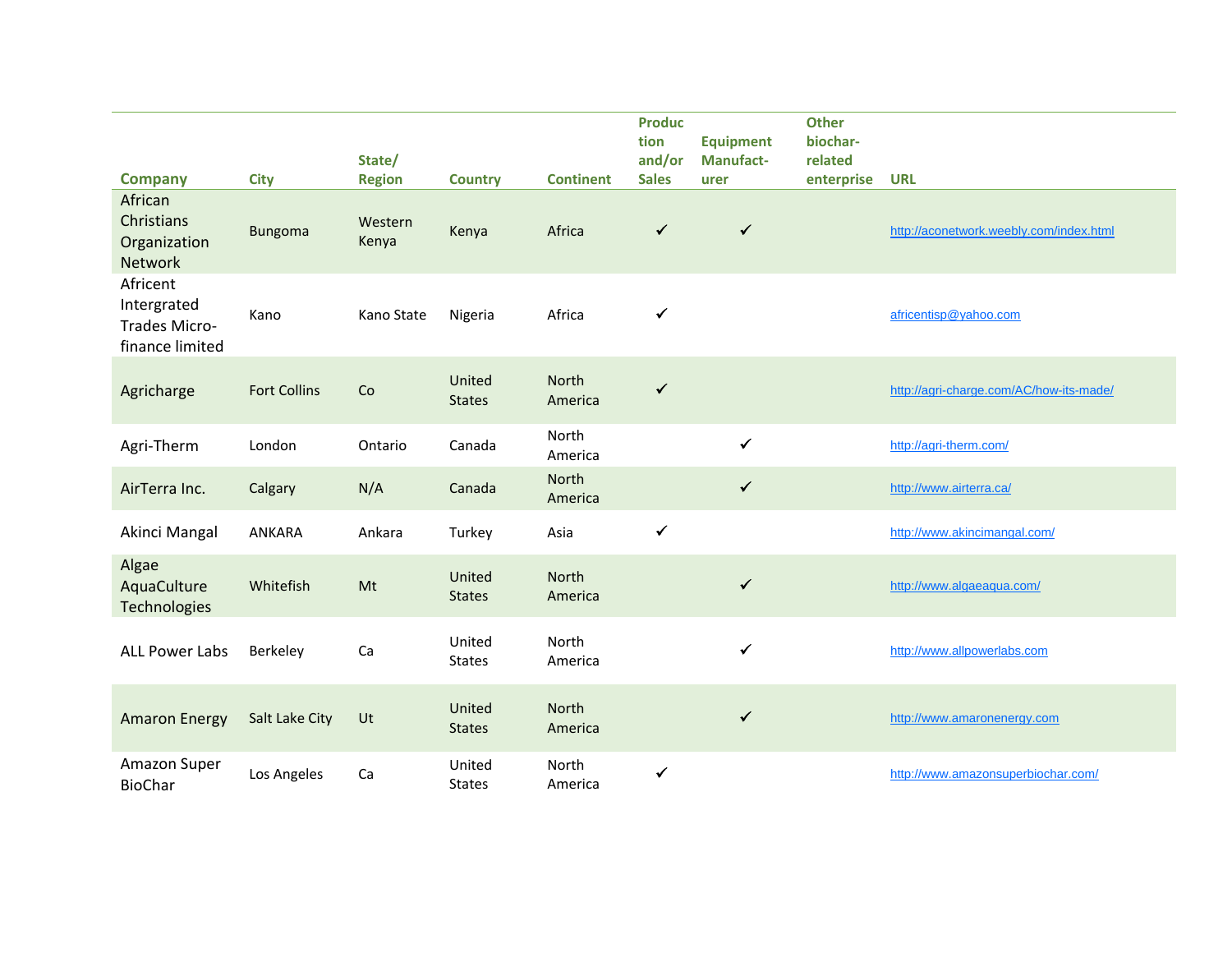| Company | City | State/ Region | Country | Continent | Production and/or Sales | Equipment Manufact-urer | Other biochar-related enterprise | URL |
|---|---|---|---|---|---|---|---|---|
| African Christians Organization Network | Bungoma | Western Kenya | Kenya | Africa | ✓ | ✓ | | http://aconetwork.weebly.com/index.html |
| Africent Intergrated Trades Micro-finance limited | Kano | Kano State | Nigeria | Africa | ✓ | | | africentisp@yahoo.com |
| Agricharge | Fort Collins | Co | United States | North America | ✓ | | | http://agri-charge.com/AC/how-its-made/ |
| Agri-Therm | London | Ontario | Canada | North America | | ✓ | | http://agri-therm.com/ |
| AirTerra Inc. | Calgary | N/A | Canada | North America | | ✓ | | http://www.airterra.ca/ |
| Akinci Mangal | ANKARA | Ankara | Turkey | Asia | ✓ | | | http://www.akincimangal.com/ |
| Algae AquaCulture Technologies | Whitefish | Mt | United States | North America | | ✓ | | http://www.algaeaqua.com/ |
| ALL Power Labs | Berkeley | Ca | United States | North America | | ✓ | | http://www.allpowerlabs.com |
| Amaron Energy | Salt Lake City | Ut | United States | North America | | ✓ | | http://www.amaronenergy.com |
| Amazon Super BioChar | Los Angeles | Ca | United States | North America | ✓ | | | http://www.amazonsuperbiochar.com/ |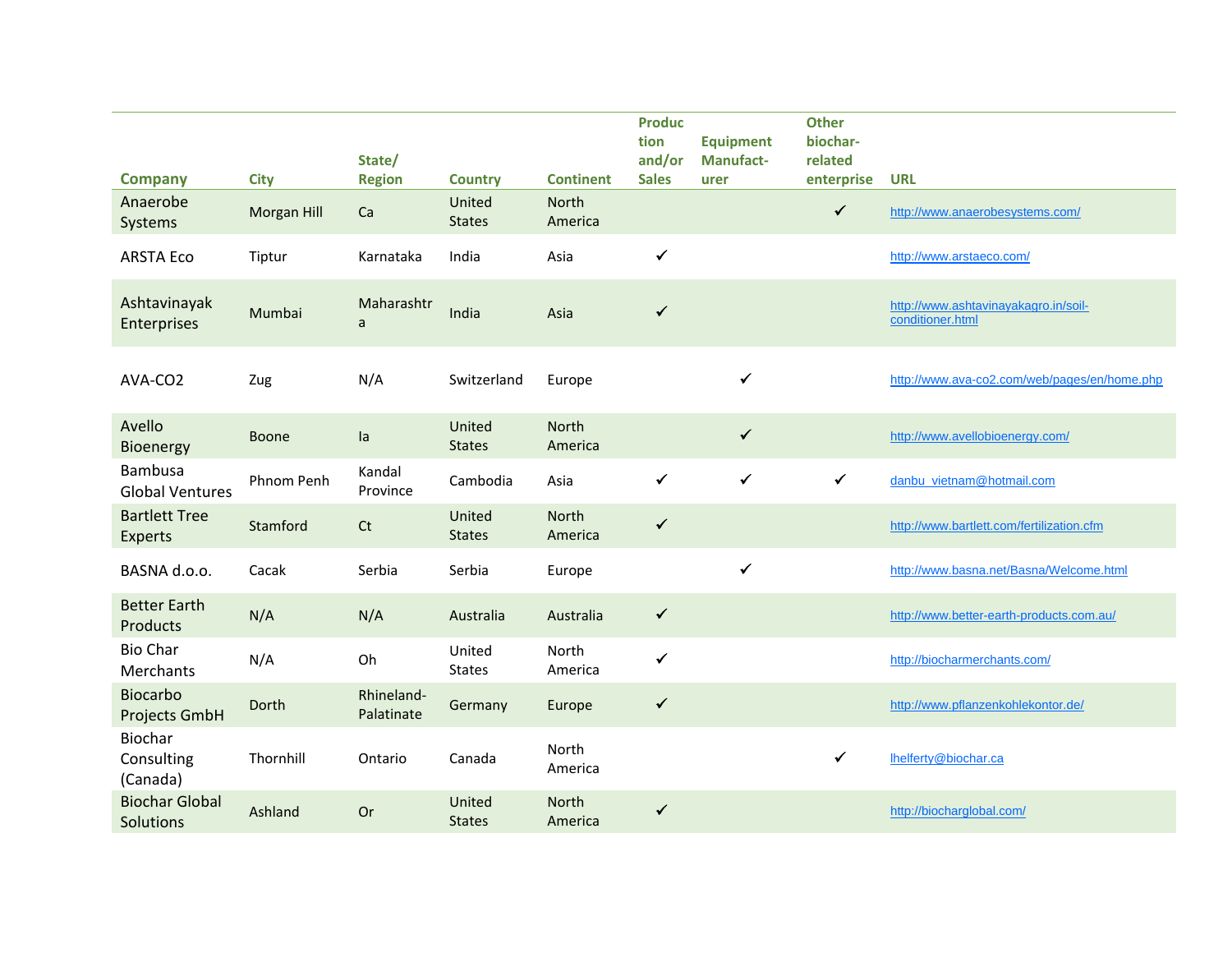| Company | City | State/ Region | Country | Continent | Production and/or Sales | Equipment Manufacturer | Other biochar-related enterprise | URL |
|---|---|---|---|---|---|---|---|---|
| Anaerobe Systems | Morgan Hill | Ca | United States | North America | | | ✓ | http://www.anaerobesystems.com/ |
| ARSTA Eco | Tiptur | Karnataka | India | Asia | ✓ | | | http://www.arstaeco.com/ |
| Ashtavinayak Enterprises | Mumbai | Maharashtra | India | Asia | ✓ | | | http://www.ashtavinayakagro.in/soil-conditioner.html |
| AVA-CO2 | Zug | N/A | Switzerland | Europe | | ✓ | | http://www.ava-co2.com/web/pages/en/home.php |
| Avello Bioenergy | Boone | Ia | United States | North America | | ✓ | | http://www.avellobioenergy.com/ |
| Bambusa Global Ventures | Phnom Penh | Kandal Province | Cambodia | Asia | ✓ | ✓ | ✓ | danbu_vietnam@hotmail.com |
| Bartlett Tree Experts | Stamford | Ct | United States | North America | ✓ | | | http://www.bartlett.com/fertilization.cfm |
| BASNA d.o.o. | Cacak | Serbia | Serbia | Europe | | ✓ | | http://www.basna.net/Basna/Welcome.html |
| Better Earth Products | N/A | N/A | Australia | Australia | ✓ | | | http://www.better-earth-products.com.au/ |
| Bio Char Merchants | N/A | Oh | United States | North America | ✓ | | | http://biocharmerchants.com/ |
| Biocarbo Projects GmbH | Dorth | Rhineland-Palatinate | Germany | Europe | ✓ | | | http://www.pflanzenkohlekontor.de/ |
| Biochar Consulting (Canada) | Thornhill | Ontario | Canada | North America | | | ✓ | lhelferty@biochar.ca |
| Biochar Global Solutions | Ashland | Or | United States | North America | ✓ | | | http://biocharglobal.com/ |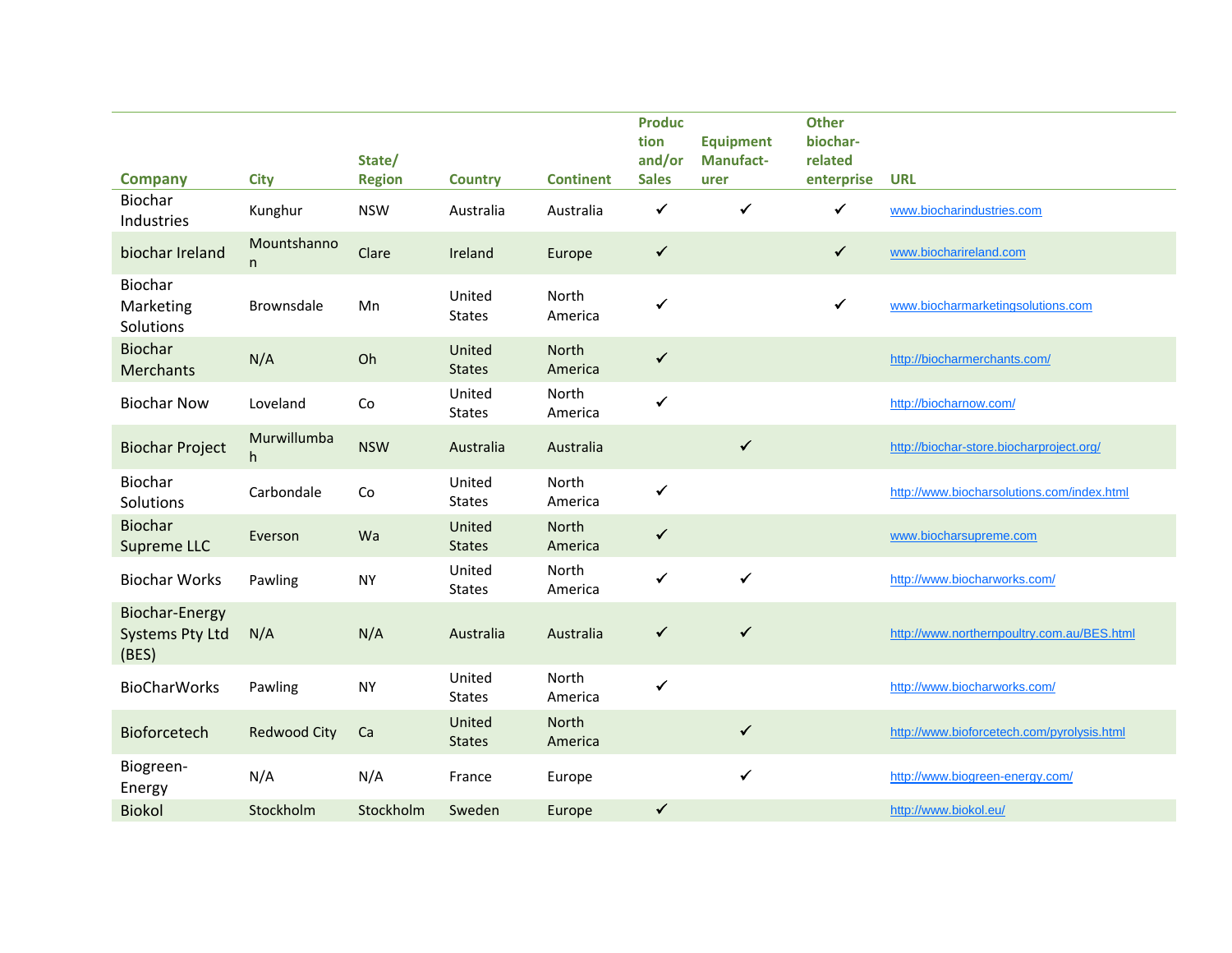| Company | City | State/ Region | Country | Continent | Production and/or Sales | Equipment Manufacturer | Other biochar-related enterprise | URL |
|---|---|---|---|---|---|---|---|---|
| Biochar Industries | Kunghur | NSW | Australia | Australia | ✓ | ✓ | ✓ | www.biocharindustries.com |
| biochar Ireland | Mountshannon | Clare | Ireland | Europe | ✓ | | ✓ | www.biocharireland.com |
| Biochar Marketing Solutions | Brownsdale | Mn | United States | North America | ✓ | | ✓ | www.biocharmarketingsolutions.com |
| Biochar Merchants | N/A | Oh | United States | North America | ✓ | | | http://biocharmerchants.com/ |
| Biochar Now | Loveland | Co | United States | North America | ✓ | | | http://biocharnow.com/ |
| Biochar Project | Murwillumbah | NSW | Australia | Australia | | ✓ | | http://biochar-store.biocharproject.org/ |
| Biochar Solutions | Carbondale | Co | United States | North America | ✓ | | | http://www.biocharsolutions.com/index.html |
| Biochar Supreme LLC | Everson | Wa | United States | North America | ✓ | | | www.biocharsupreme.com |
| Biochar Works | Pawling | NY | United States | North America | ✓ | ✓ | | http://www.biocharworks.com/ |
| Biochar-Energy Systems Pty Ltd (BES) | N/A | N/A | Australia | Australia | ✓ | ✓ | | http://www.northernpoultry.com.au/BES.html |
| BioCharWorks | Pawling | NY | United States | North America | ✓ | | | http://www.biocharworks.com/ |
| Bioforcetech | Redwood City | Ca | United States | North America | | ✓ | | http://www.bioforcetech.com/pyrolysis.html |
| Biogreen-Energy | N/A | N/A | France | Europe | | ✓ | | http://www.biogreen-energy.com/ |
| Biokol | Stockholm | Stockholm | Sweden | Europe | ✓ | | | http://www.biokol.eu/ |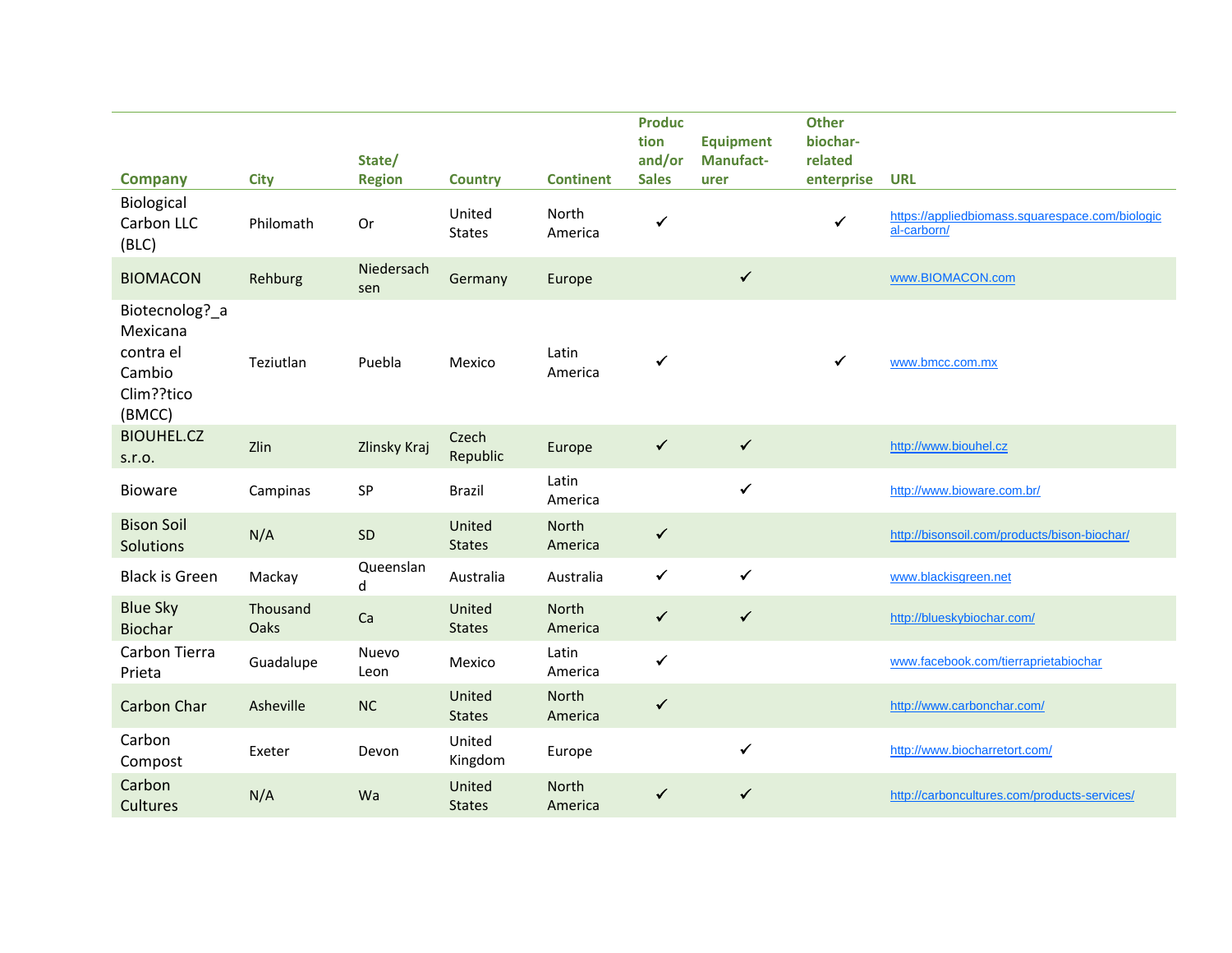| Company | City | State/ Region | Country | Continent | Production and/or Sales | Equipment Manufact-urer | Other biochar-related enterprise | URL |
|---|---|---|---|---|---|---|---|---|
| Biological Carbon LLC (BLC) | Philomath | Or | United States | North America | ✓ | | ✓ | https://appliedbiomass.squarespace.com/biological-carborn/ |
| BIOMACON | Rehburg | Niedersachsen | Germany | Europe | | ✓ | | www.BIOMACON.com |
| Biotecnolog?_a Mexicana contra el Cambio Clim??tico (BMCC) | Teziutlan | Puebla | Mexico | Latin America | ✓ | | ✓ | www.bmcc.com.mx |
| BIOUHEL.CZ s.r.o. | Zlin | Zlinsky Kraj | Czech Republic | Europe | ✓ | ✓ | | http://www.biouhel.cz |
| Bioware | Campinas | SP | Brazil | Latin America | | ✓ | | http://www.bioware.com.br/ |
| Bison Soil Solutions | N/A | SD | United States | North America | ✓ | | | http://bisonsoil.com/products/bison-biochar/ |
| Black is Green | Mackay | Queensland | Australia | Australia | ✓ | ✓ | | www.blackisgreen.net |
| Blue Sky Biochar | Thousand Oaks | Ca | United States | North America | ✓ | ✓ | | http://blueskybiochar.com/ |
| Carbon Tierra Prieta | Guadalupe | Nuevo Leon | Mexico | Latin America | ✓ | | | www.facebook.com/tierraprietabiochar |
| Carbon Char | Asheville | NC | United States | North America | ✓ | | | http://www.carbonchar.com/ |
| Carbon Compost | Exeter | Devon | United Kingdom | Europe | | ✓ | | http://www.biocharretort.com/ |
| Carbon Cultures | N/A | Wa | United States | North America | ✓ | ✓ | | http://carboncultures.com/products-services/ |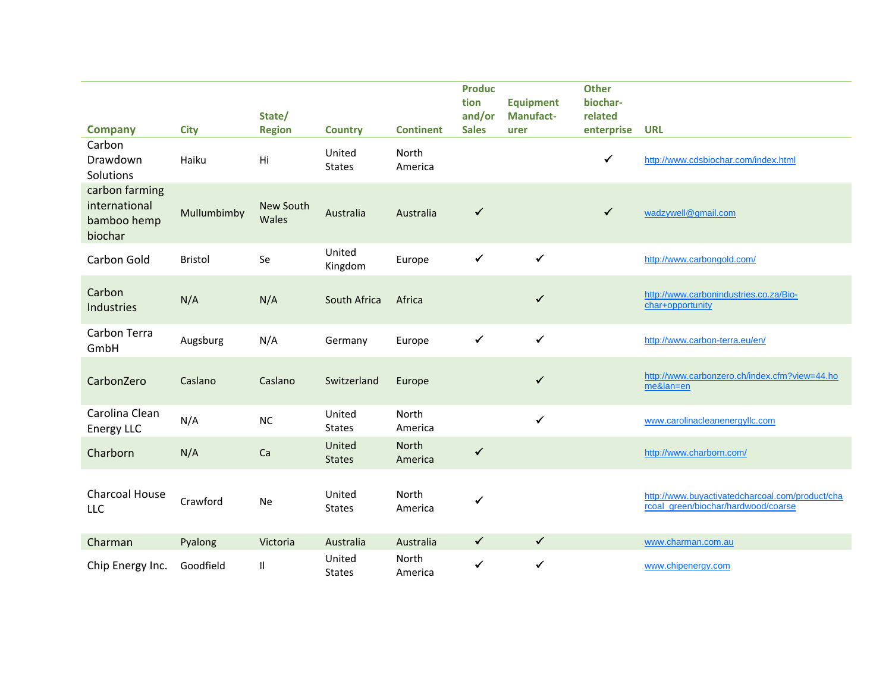| Company | City | State/ Region | Country | Continent | Production and/or Sales | Equipment Manufact-urer | Other biochar-related enterprise | URL |
|---|---|---|---|---|---|---|---|---|
| Carbon Drawdown Solutions | Haiku | Hi | United States | North America | | | ✓ | http://www.cdsbiochar.com/index.html |
| carbon farming international bamboo hemp biochar | Mullumbimby | New South Wales | Australia | Australia | ✓ | | ✓ | wadzywell@gmail.com |
| Carbon Gold | Bristol | Se | United Kingdom | Europe | ✓ | ✓ | | http://www.carbongold.com/ |
| Carbon Industries | N/A | N/A | South Africa | Africa | | ✓ | | http://www.carbonindustries.co.za/Bio-char+opportunity |
| Carbon Terra GmbH | Augsburg | N/A | Germany | Europe | ✓ | ✓ | | http://www.carbon-terra.eu/en/ |
| CarbonZero | Caslano | Caslano | Switzerland | Europe | | ✓ | | http://www.carbonzero.ch/index.cfm?view=44.home&lan=en |
| Carolina Clean Energy LLC | N/A | NC | United States | North America | | ✓ | | www.carolinacleanenergyllc.com |
| Charborn | N/A | Ca | United States | North America | ✓ | | | http://www.charborn.com/ |
| Charcoal House LLC | Crawford | Ne | United States | North America | ✓ | | | http://www.buyactivatedcharcoal.com/product/charcoal_green/biochar/hardwood/coarse |
| Charman | Pyalong | Victoria | Australia | Australia | ✓ | ✓ | | www.charman.com.au |
| Chip Energy Inc. | Goodfield | Il | United States | North America | ✓ | ✓ | | www.chipenergy.com |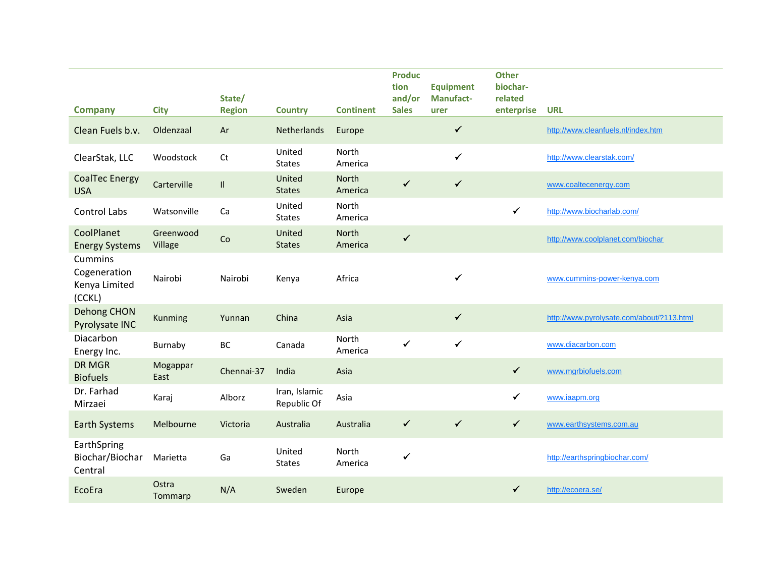| Company | City | State/ Region | Country | Continent | Production and/or Sales | Equipment Manufact-urer | Other biochar-related enterprise | URL |
|---|---|---|---|---|---|---|---|---|
| Clean Fuels b.v. | Oldenzaal | Ar | Netherlands | Europe | | ✓ | | http://www.cleanfuels.nl/index.htm |
| ClearStak, LLC | Woodstock | Ct | United States | North America | | ✓ | | http://www.clearstak.com/ |
| CoalTec Energy USA | Carterville | Il | United States | North America | ✓ | ✓ | | www.coaltecenergy.com |
| Control Labs | Watsonville | Ca | United States | North America | | | ✓ | http://www.biocharlab.com/ |
| CoolPlanet Energy Systems | Greenwood Village | Co | United States | North America | ✓ | | | http://www.coolplanet.com/biochar |
| Cummins Cogeneration Kenya Limited (CCKL) | Nairobi | Nairobi | Kenya | Africa | | ✓ | | www.cummins-power-kenya.com |
| Dehong CHON Pyrolysate INC | Kunming | Yunnan | China | Asia | | ✓ | | http://www.pyrolysate.com/about/?113.html |
| Diacarbon Energy Inc. | Burnaby | BC | Canada | North America | ✓ | ✓ | | www.diacarbon.com |
| DR MGR Biofuels | Mogappar East | Chennai-37 | India | Asia | | | ✓ | www.mgrbiofuels.com |
| Dr. Farhad Mirzaei | Karaj | Alborz | Iran, Islamic Republic Of | Asia | | | ✓ | www.iaapm.org |
| Earth Systems | Melbourne | Victoria | Australia | Australia | ✓ | ✓ | ✓ | www.earthsystems.com.au |
| EarthSpring Biochar/Biochar Central | Marietta | Ga | United States | North America | ✓ | | | http://earthspringbiochar.com/ |
| EcoEra | Ostra Tommarp | N/A | Sweden | Europe | | | ✓ | http://ecoera.se/ |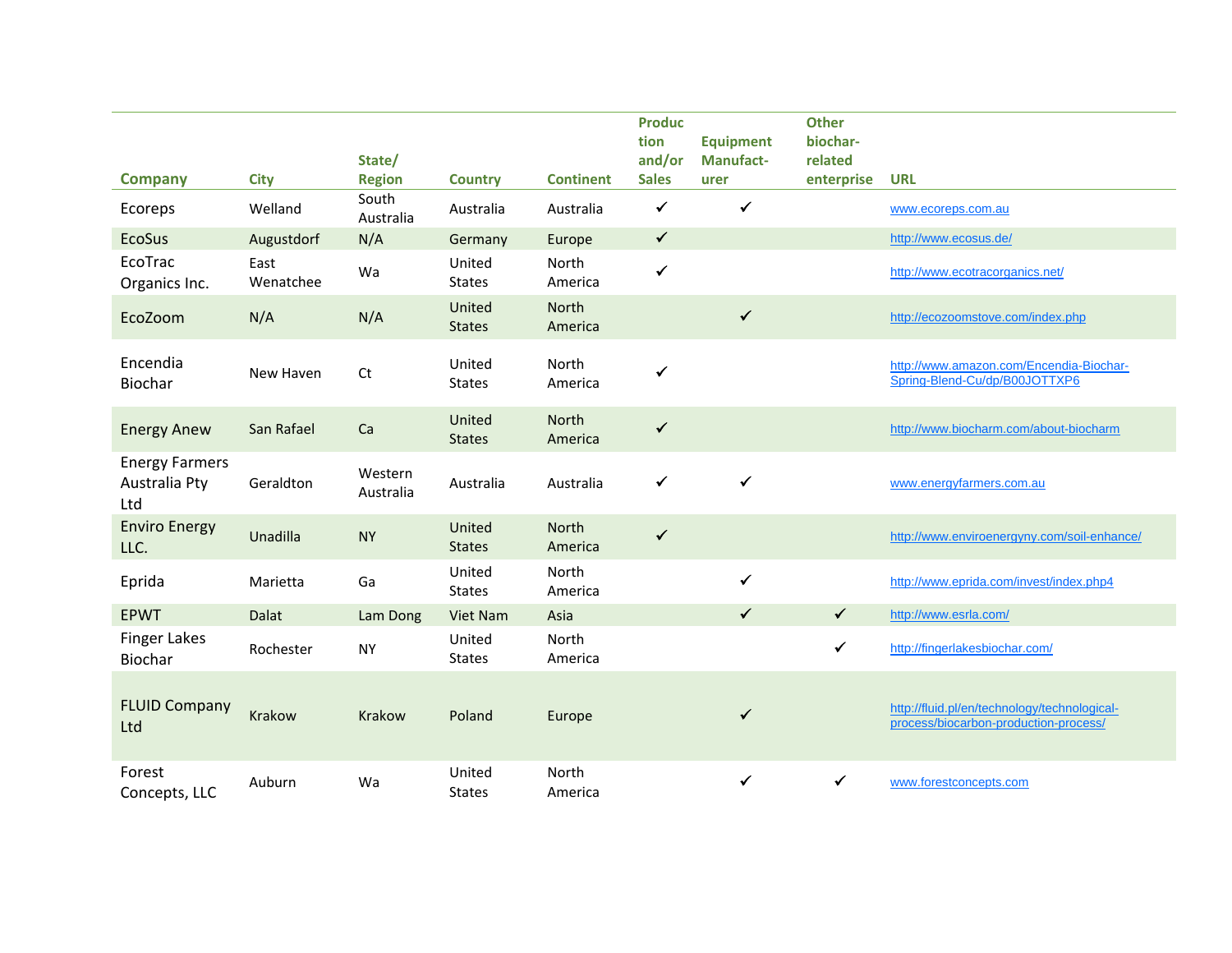| Company | City | State/ Region | Country | Continent | Production and/or Sales | Equipment Manufact-urer | Other biochar-related enterprise | URL |
|---|---|---|---|---|---|---|---|---|
| Ecoreps | Welland | South Australia | Australia | Australia | ✓ | ✓ | | www.ecoreps.com.au |
| EcoSus | Augustdorf | N/A | Germany | Europe | ✓ | | | http://www.ecosus.de/ |
| EcoTrac Organics Inc. | East Wenatchee | Wa | United States | North America | ✓ | | | http://www.ecotracorganics.net/ |
| EcoZoom | N/A | N/A | United States | North America | | ✓ | | http://ecozoomstove.com/index.php |
| Encendia Biochar | New Haven | Ct | United States | North America | ✓ | | | http://www.amazon.com/Encendia-Biochar-Spring-Blend-Cu/dp/B00JOTTXP6 |
| Energy Anew | San Rafael | Ca | United States | North America | ✓ | | | http://www.biocharm.com/about-biocharm |
| Energy Farmers Australia Pty Ltd | Geraldton | Western Australia | Australia | Australia | ✓ | ✓ | | www.energyfarmers.com.au |
| Enviro Energy LLC. | Unadilla | NY | United States | North America | ✓ | | | http://www.enviroenergyny.com/soil-enhance/ |
| Eprida | Marietta | Ga | United States | North America | | ✓ | | http://www.eprida.com/invest/index.php4 |
| EPWT | Dalat | Lam Dong | Viet Nam | Asia | | ✓ | ✓ | http://www.esrla.com/ |
| Finger Lakes Biochar | Rochester | NY | United States | North America | | | ✓ | http://fingerlakesbiochar.com/ |
| FLUID Company Ltd | Krakow | Krakow | Poland | Europe | | ✓ | | http://fluid.pl/en/technology/technological-process/biocarbon-production-process/ |
| Forest Concepts, LLC | Auburn | Wa | United States | North America | | ✓ | ✓ | www.forestconcepts.com |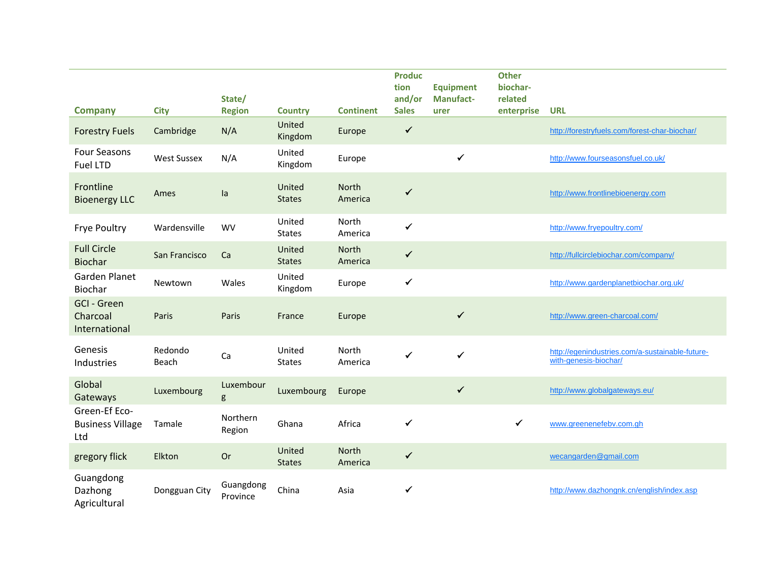| Company | City | State/ Region | Country | Continent | Production and/or Sales | Equipment Manufact-urer | Other biochar-related enterprise | URL |
|---|---|---|---|---|---|---|---|---|
| Forestry Fuels | Cambridge | N/A | United Kingdom | Europe | ✓ | | | http://forestryfuels.com/forest-char-biochar/ |
| Four Seasons Fuel LTD | West Sussex | N/A | United Kingdom | Europe | | ✓ | | http://www.fourseasonsfuel.co.uk/ |
| Frontline Bioenergy LLC | Ames | Ia | United States | North America | ✓ | | | http://www.frontlinebioenergy.com |
| Frye Poultry | Wardensville | WV | United States | North America | ✓ | | | http://www.fryepoultry.com/ |
| Full Circle Biochar | San Francisco | Ca | United States | North America | ✓ | | | http://fullcirclebiochar.com/company/ |
| Garden Planet Biochar | Newtown | Wales | United Kingdom | Europe | ✓ | | | http://www.gardenplanetbiochar.org.uk/ |
| GCI - Green Charcoal International | Paris | Paris | France | Europe | | ✓ | | http://www.green-charcoal.com/ |
| Genesis Industries | Redondo Beach | Ca | United States | North America | ✓ | ✓ | | http://egenindustries.com/a-sustainable-future-with-genesis-biochar/ |
| Global Gateways | Luxembourg | Luxembourg | Luxembourg | Europe | | ✓ | | http://www.globalgateways.eu/ |
| Green-Ef Eco-Business Village Ltd | Tamale | Northern Region | Ghana | Africa | ✓ | | ✓ | www.greenenefebv.com.gh |
| gregory flick | Elkton | Or | United States | North America | ✓ | | | wecangarden@gmail.com |
| Guangdong Dazhong Agricultural | Dongguan City | Guangdong Province | China | Asia | ✓ | | | http://www.dazhongnk.cn/english/index.asp |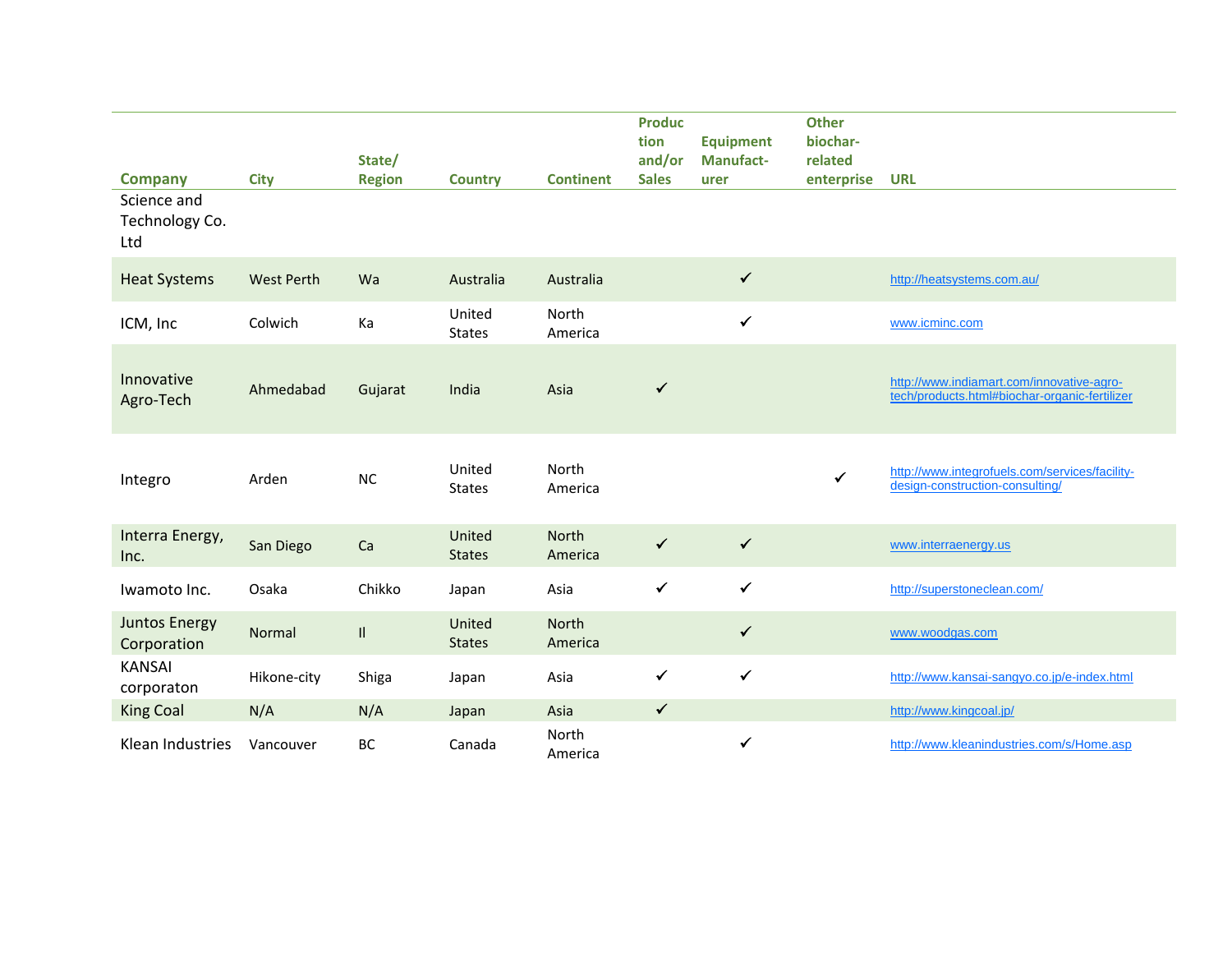| Company | City | State/ Region | Country | Continent | Production and/or Sales | Equipment Manufacturer | Other biochar-related enterprise | URL |
|---|---|---|---|---|---|---|---|---|
| Science and Technology Co. Ltd | | | | | | | | |
| Heat Systems | West Perth | Wa | Australia | Australia | | ✓ | | http://heatsystems.com.au/ |
| ICM, Inc | Colwich | Ka | United States | North America | | ✓ | | www.icminc.com |
| Innovative Agro-Tech | Ahmedabad | Gujarat | India | Asia | ✓ | | | http://www.indiamart.com/innovative-agro-tech/products.html#biochar-organic-fertilizer |
| Integro | Arden | NC | United States | North America | | | ✓ | http://www.integrofuels.com/services/facility-design-construction-consulting/ |
| Interra Energy, Inc. | San Diego | Ca | United States | North America | ✓ | ✓ | | www.interraenergy.us |
| Iwamoto Inc. | Osaka | Chikko | Japan | Asia | ✓ | ✓ | | http://superstoneclean.com/ |
| Juntos Energy Corporation | Normal | Il | United States | North America | | ✓ | | www.woodgas.com |
| KANSAI corporaton | Hikone-city | Shiga | Japan | Asia | ✓ | ✓ | | http://www.kansai-sangyo.co.jp/e-index.html |
| King Coal | N/A | N/A | Japan | Asia | ✓ | | | http://www.kingcoal.jp/ |
| Klean Industries | Vancouver | BC | Canada | North America | | ✓ | | http://www.kleanindustries.com/s/Home.asp |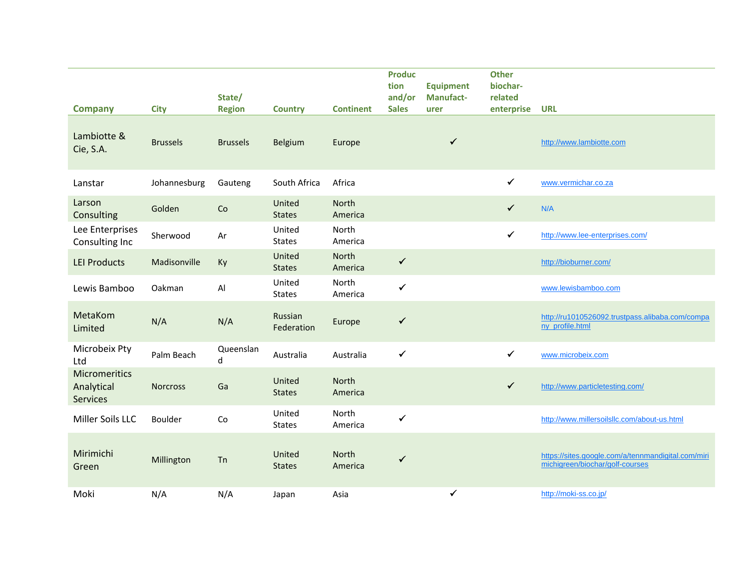| Company | City | State/ Region | Country | Continent | Production and/or Sales | Equipment Manufact-urer | Other biochar-related enterprise | URL |
|---|---|---|---|---|---|---|---|---|
| Lambiotte & Cie, S.A. | Brussels | Brussels | Belgium | Europe | | ✓ | | http://www.lambiotte.com |
| Lanstar | Johannesburg | Gauteng | South Africa | Africa | | | ✓ | www.vermichar.co.za |
| Larson Consulting | Golden | Co | United States | North America | | | ✓ | N/A |
| Lee Enterprises Consulting Inc | Sherwood | Ar | United States | North America | | | ✓ | http://www.lee-enterprises.com/ |
| LEI Products | Madisonville | Ky | United States | North America | ✓ | | | http://bioburner.com/ |
| Lewis Bamboo | Oakman | Al | United States | North America | ✓ | | | www.lewisbamboo.com |
| MetaKom Limited | N/A | N/A | Russian Federation | Europe | ✓ | | | http://ru1010526092.trustpass.alibaba.com/company_profile.html |
| Microbeix Pty Ltd | Palm Beach | Queensland | Australia | Australia | ✓ | | ✓ | www.microbeix.com |
| Micromeritics Analytical Services | Norcross | Ga | United States | North America | | | ✓ | http://www.particletesting.com/ |
| Miller Soils LLC | Boulder | Co | United States | North America | ✓ | | | http://www.millersoilsllc.com/about-us.html |
| Mirimichi Green | Millington | Tn | United States | North America | ✓ | | | https://sites.google.com/a/tennmandigital.com/mirimichigreen/biochar/golf-courses |
| Moki | N/A | N/A | Japan | Asia | | ✓ | | http://moki-ss.co.jp/ |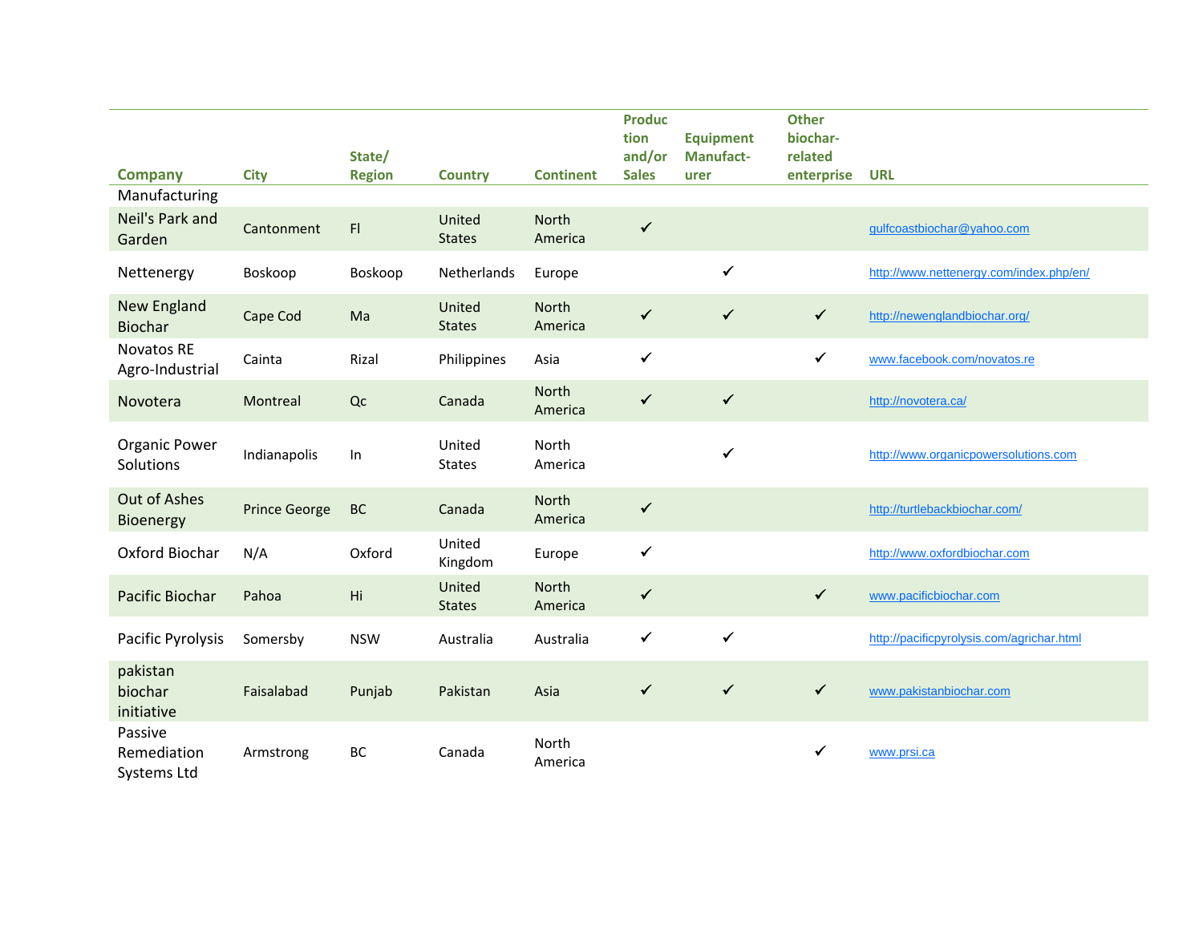| Company | City | State/ Region | Country | Continent | Production and/or Sales | Equipment Manufacturer | Other biochar-related enterprise | URL |
|---|---|---|---|---|---|---|---|---|
| Manufacturing | | | | | | | | |
| Neil's Park and Garden | Cantonment | Fl | United States | North America | ✓ | | | gulfcoastbiochar@yahoo.com |
| Nettenergy | Boskoop | Boskoop | Netherlands | Europe | | ✓ | | http://www.nettenergy.com/index.php/en/ |
| New England Biochar | Cape Cod | Ma | United States | North America | ✓ | ✓ | ✓ | http://newenglandbiochar.org/ |
| Novatos RE Agro-Industrial | Cainta | Rizal | Philippines | Asia | ✓ | | ✓ | www.facebook.com/novatos.re |
| Novotera | Montreal | Qc | Canada | North America | ✓ | ✓ | | http://novotera.ca/ |
| Organic Power Solutions | Indianapolis | In | United States | North America | | ✓ | | http://www.organicpowersolutions.com |
| Out of Ashes Bioenergy | Prince George | BC | Canada | North America | ✓ | | | http://turtlebackbiochar.com/ |
| Oxford Biochar | N/A | Oxford | United Kingdom | Europe | ✓ | | | http://www.oxfordbiochar.com |
| Pacific Biochar | Pahoa | Hi | United States | North America | ✓ | | ✓ | www.pacificbiochar.com |
| Pacific Pyrolysis | Somersby | NSW | Australia | Australia | ✓ | ✓ | | http://pacificpyrolysis.com/agrichar.html |
| pakistan biochar initiative | Faisalabad | Punjab | Pakistan | Asia | ✓ | ✓ | ✓ | www.pakistanbiochar.com |
| Passive Remediation Systems Ltd | Armstrong | BC | Canada | North America | | | ✓ | www.prsi.ca |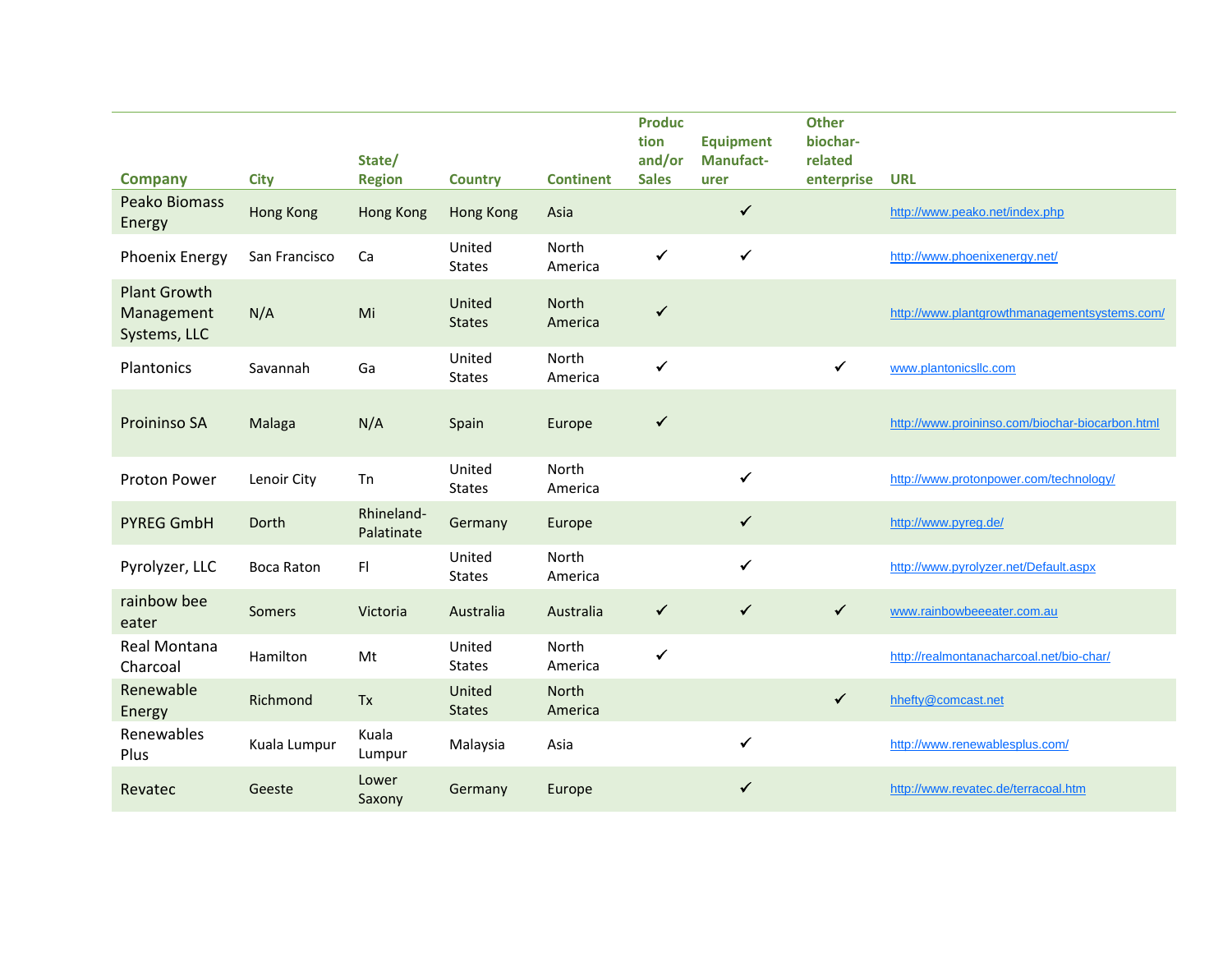| Company | City | State/ Region | Country | Continent | Production and/or Sales | Equipment Manufacturer | Other biochar-related enterprise | URL |
|---|---|---|---|---|---|---|---|---|
| Peako Biomass Energy | Hong Kong | Hong Kong | Hong Kong | Asia | | ✓ | | http://www.peako.net/index.php |
| Phoenix Energy | San Francisco | Ca | United States | North America | ✓ | ✓ | | http://www.phoenixenergy.net/ |
| Plant Growth Management Systems, LLC | N/A | Mi | United States | North America | ✓ | | | http://www.plantgrowthmanagementsystems.com/ |
| Plantonics | Savannah | Ga | United States | North America | ✓ | | ✓ | www.plantonicsllc.com |
| Proininso SA | Malaga | N/A | Spain | Europe | ✓ | | | http://www.proininso.com/biochar-biocarbon.html |
| Proton Power | Lenoir City | Tn | United States | North America | | ✓ | | http://www.protonpower.com/technology/ |
| PYREG GmbH | Dorth | Rhineland-Palatinate | Germany | Europe | | ✓ | | http://www.pyreg.de/ |
| Pyrolyzer, LLC | Boca Raton | Fl | United States | North America | | ✓ | | http://www.pyrolyzer.net/Default.aspx |
| rainbow bee eater | Somers | Victoria | Australia | Australia | ✓ | ✓ | ✓ | www.rainbowbeeeater.com.au |
| Real Montana Charcoal | Hamilton | Mt | United States | North America | ✓ | | | http://realmontanacharcoal.net/bio-char/ |
| Renewable Energy | Richmond | Tx | United States | North America | | | ✓ | hhefty@comcast.net |
| Renewables Plus | Kuala Lumpur | Kuala Lumpur | Malaysia | Asia | | ✓ | | http://www.renewablesplus.com/ |
| Revatec | Geeste | Lower Saxony | Germany | Europe | | ✓ | | http://www.revatec.de/terracoal.htm |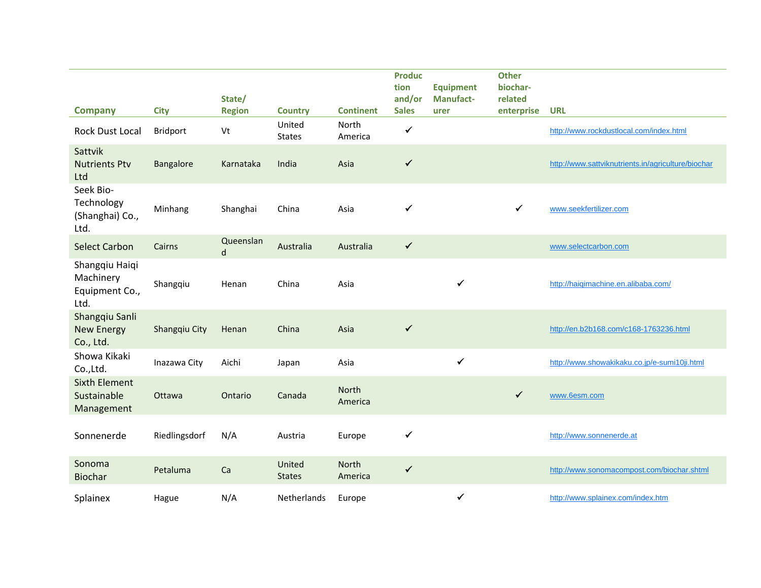| Company | City | State/ Region | Country | Continent | Production and/or Sales | Equipment Manufact-urer | Other biochar-related enterprise | URL |
|---|---|---|---|---|---|---|---|---|
| Rock Dust Local | Bridport | Vt | United States | North America | ✓ | | | http://www.rockdustlocal.com/index.html |
| Sattvik Nutrients Ptv Ltd | Bangalore | Karnataka | India | Asia | ✓ | | | http://www.sattviknutrients.in/agriculture/biochar |
| Seek Bio-Technology (Shanghai) Co., Ltd. | Minhang | Shanghai | China | Asia | ✓ | | ✓ | www.seekfertilizer.com |
| Select Carbon | Cairns | Queensland | Australia | Australia | ✓ | | | www.selectcarbon.com |
| Shangqiu Haiqi Machinery Equipment Co., Ltd. | Shangqiu | Henan | China | Asia | | ✓ | | http://haiqimachine.en.alibaba.com/ |
| Shangqiu Sanli New Energy Co., Ltd. | Shangqiu City | Henan | China | Asia | ✓ | | | http://en.b2b168.com/c168-1763236.html |
| Showa Kikaki Co.,Ltd. | Inazawa City | Aichi | Japan | Asia | | ✓ | | http://www.showakikaku.co.jp/e-sumi10ji.html |
| Sixth Element Sustainable Management | Ottawa | Ontario | Canada | North America | | | ✓ | www.6esm.com |
| Sonnenerde | Riedlingsdorf | N/A | Austria | Europe | ✓ | | | http://www.sonnenerde.at |
| Sonoma Biochar | Petaluma | Ca | United States | North America | ✓ | | | http://www.sonomacompost.com/biochar.shtml |
| Splainex | Hague | N/A | Netherlands | Europe | | ✓ | | http://www.splainex.com/index.htm |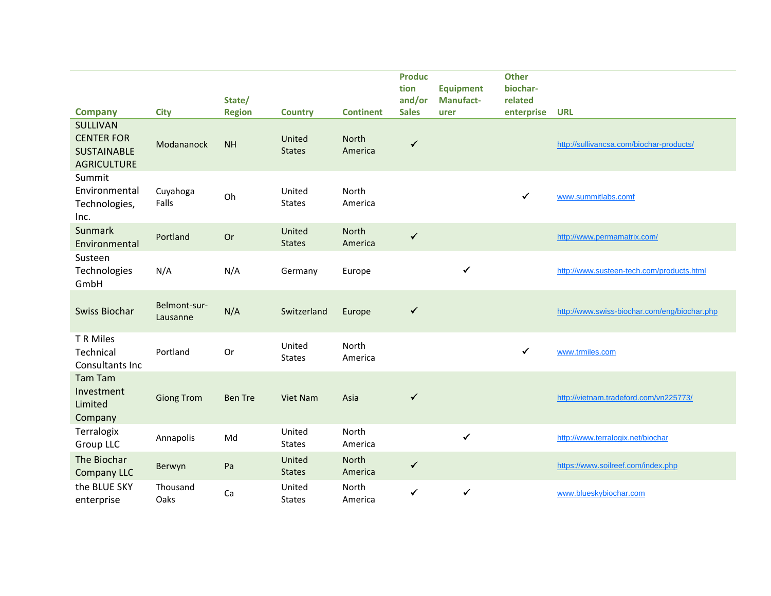| Company | City | State/ Region | Country | Continent | Production and/or Sales | Equipment Manufacturer | Other biochar-related enterprise | URL |
|---|---|---|---|---|---|---|---|---|
| SULLIVAN CENTER FOR SUSTAINABLE AGRICULTURE | Modananock | NH | United States | North America | ✓ | | | http://sullivancsa.com/biochar-products/ |
| Summit Environmental Technologies, Inc. | Cuyahoga Falls | Oh | United States | North America | | | ✓ | www.summitlabs.comf |
| Sunmark Environmental | Portland | Or | United States | North America | ✓ | | | http://www.permamatrix.com/ |
| Susteen Technologies GmbH | N/A | N/A | Germany | Europe | | ✓ | | http://www.susteen-tech.com/products.html |
| Swiss Biochar | Belmont-sur-Lausanne | N/A | Switzerland | Europe | ✓ | | | http://www.swiss-biochar.com/eng/biochar.php |
| T R Miles Technical Consultants Inc | Portland | Or | United States | North America | | | ✓ | www.trmiles.com |
| Tam Tam Investment Limited Company | Giong Trom | Ben Tre | Viet Nam | Asia | ✓ | | | http://vietnam.tradeford.com/vn225773/ |
| Terralogix Group LLC | Annapolis | Md | United States | North America | | ✓ | | http://www.terralogix.net/biochar |
| The Biochar Company LLC | Berwyn | Pa | United States | North America | ✓ | | | https://www.soilreef.com/index.php |
| the BLUE SKY enterprise | Thousand Oaks | Ca | United States | North America | ✓ | ✓ | | www.blueskybiochar.com |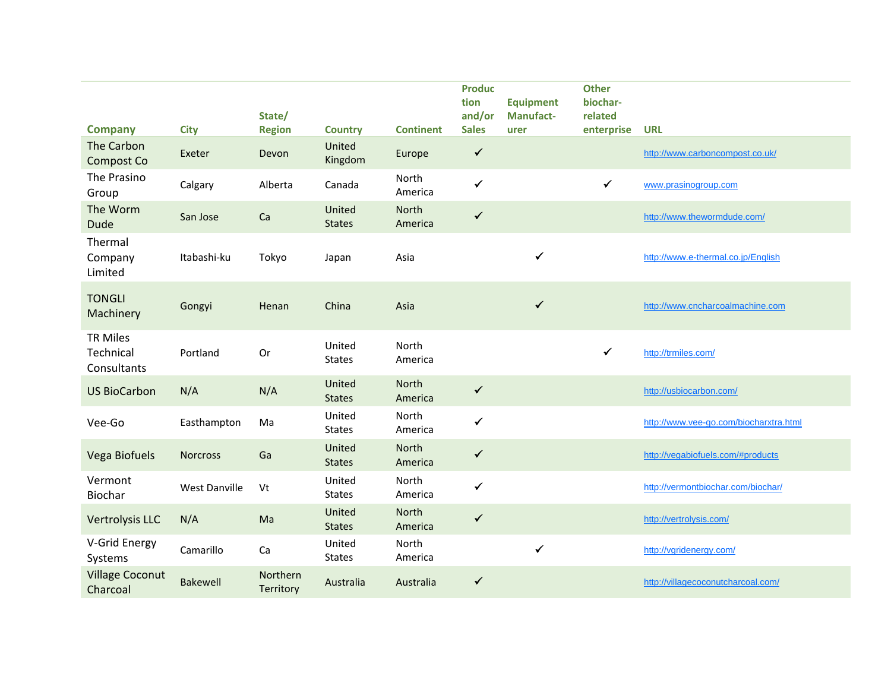| Company | City | State/ Region | Country | Continent | Production and/or Sales | Equipment Manufacturer | Other biochar-related enterprise | URL |
|---|---|---|---|---|---|---|---|---|
| The Carbon Compost Co | Exeter | Devon | United Kingdom | Europe | ✓ | | | http://www.carboncompost.co.uk/ |
| The Prasino Group | Calgary | Alberta | Canada | North America | ✓ | | ✓ | www.prasinogroup.com |
| The Worm Dude | San Jose | Ca | United States | North America | ✓ | | | http://www.thewormdude.com/ |
| Thermal Company Limited | Itabashi-ku | Tokyo | Japan | Asia | | ✓ | | http://www.e-thermal.co.jp/English |
| TONGLI Machinery | Gongyi | Henan | China | Asia | | ✓ | | http://www.cncharcoalmachine.com |
| TR Miles Technical Consultants | Portland | Or | United States | North America | | | ✓ | http://trmiles.com/ |
| US BioCarbon | N/A | N/A | United States | North America | ✓ | | | http://usbiocarbon.com/ |
| Vee-Go | Easthampton | Ma | United States | North America | ✓ | | | http://www.vee-go.com/biocharxtra.html |
| Vega Biofuels | Norcross | Ga | United States | North America | ✓ | | | http://vegabiofuels.com/#products |
| Vermont Biochar | West Danville | Vt | United States | North America | ✓ | | | http://vermontbiochar.com/biochar/ |
| Vertrolysis LLC | N/A | Ma | United States | North America | ✓ | | | http://vertrolysis.com/ |
| V-Grid Energy Systems | Camarillo | Ca | United States | North America | | ✓ | | http://vgridenergy.com/ |
| Village Coconut Charcoal | Bakewell | Northern Territory | Australia | Australia | ✓ | | | http://villagecoconutcharcoal.com/ |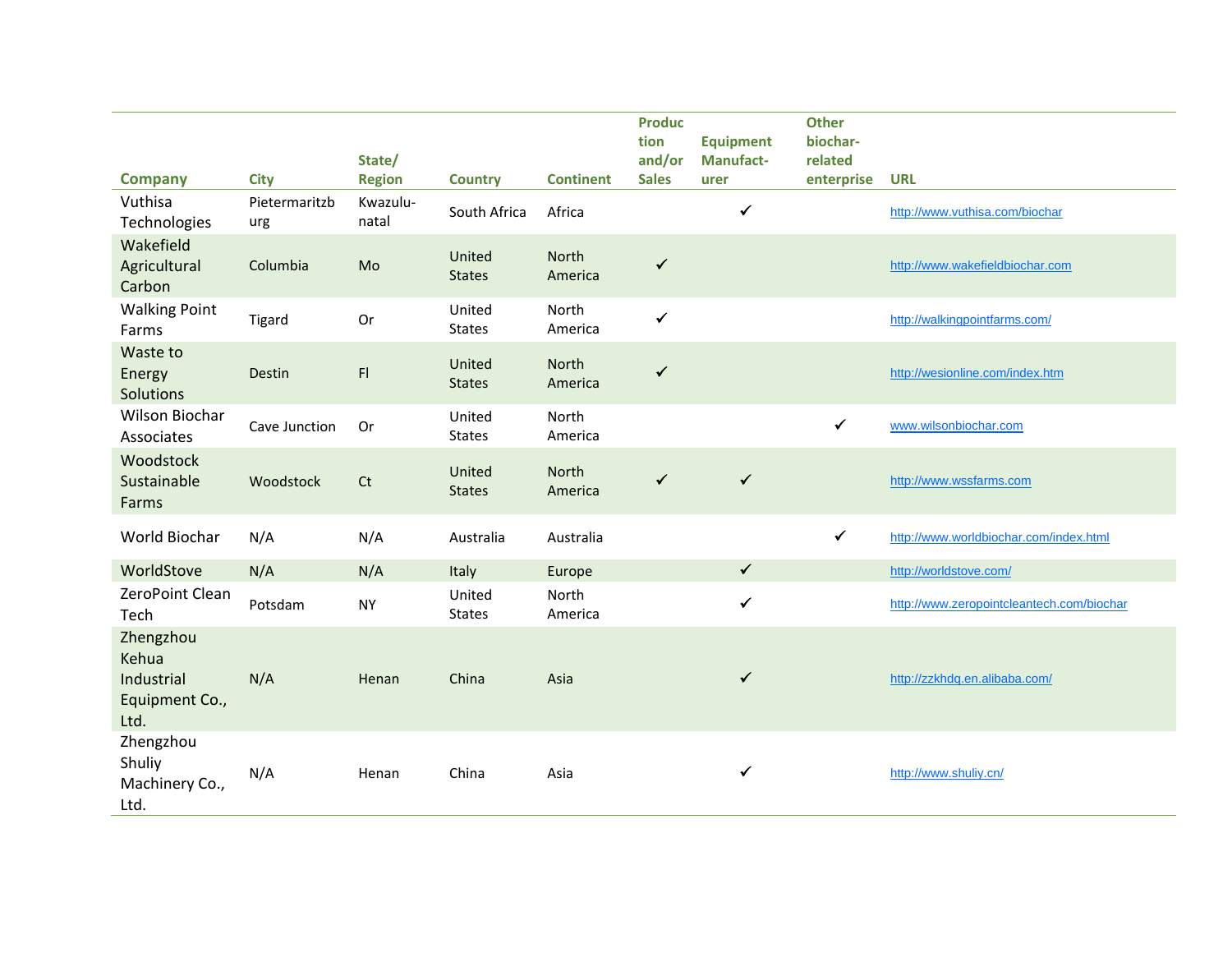| Company | City | State/ Region | Country | Continent | Production and/or Sales | Equipment Manufact-urer | Other biochar-related enterprise | URL |
|---|---|---|---|---|---|---|---|---|
| Vuthisa Technologies | Pietermaritzburg | Kwazulu-natal | South Africa | Africa | | ✓ | | http://www.vuthisa.com/biochar |
| Wakefield Agricultural Carbon | Columbia | Mo | United States | North America | ✓ | | | http://www.wakefieldbiochar.com |
| Walking Point Farms | Tigard | Or | United States | North America | ✓ | | | http://walkingpointfarms.com/ |
| Waste to Energy Solutions | Destin | Fl | United States | North America | ✓ | | | http://wesionline.com/index.htm |
| Wilson Biochar Associates | Cave Junction | Or | United States | North America | | | ✓ | www.wilsonbiochar.com |
| Woodstock Sustainable Farms | Woodstock | Ct | United States | North America | ✓ | ✓ | | http://www.wssfarms.com |
| World Biochar | N/A | N/A | Australia | Australia | | | ✓ | http://www.worldbiochar.com/index.html |
| WorldStove | N/A | N/A | Italy | Europe | | ✓ | | http://worldstove.com/ |
| ZeroPoint Clean Tech | Potsdam | NY | United States | North America | | ✓ | | http://www.zeropointcleantech.com/biochar |
| Zhengzhou Kehua Industrial Equipment Co., Ltd. | N/A | Henan | China | Asia | | ✓ | | http://zzkhdq.en.alibaba.com/ |
| Zhengzhou Shuliy Machinery Co., Ltd. | N/A | Henan | China | Asia | | ✓ | | http://www.shuliy.cn/ |